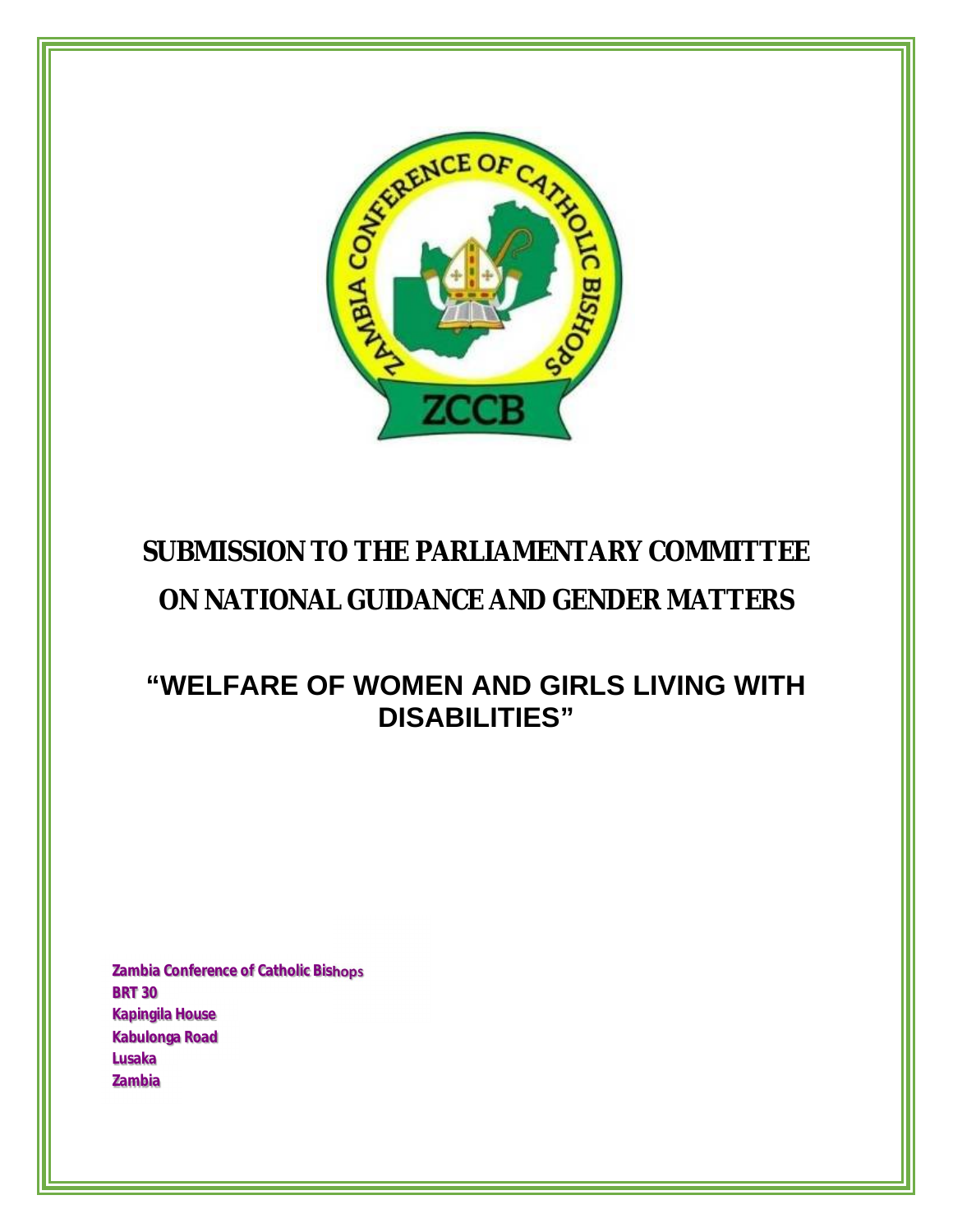# SUBMISSION TO THE PARLIAMENTARY COMMITTEE ON NATIONAL GUIDANCE AND GENDER MATTERS

## "WELFARE OF WOMEN AND GIRLS LIVING WITH DISABILITIES"

**Zambia Conference of Catholic Bishops**
**BRT 30**
**Kapingila House**
**Kabulonga Road**
**Lusaka**
**Zambia**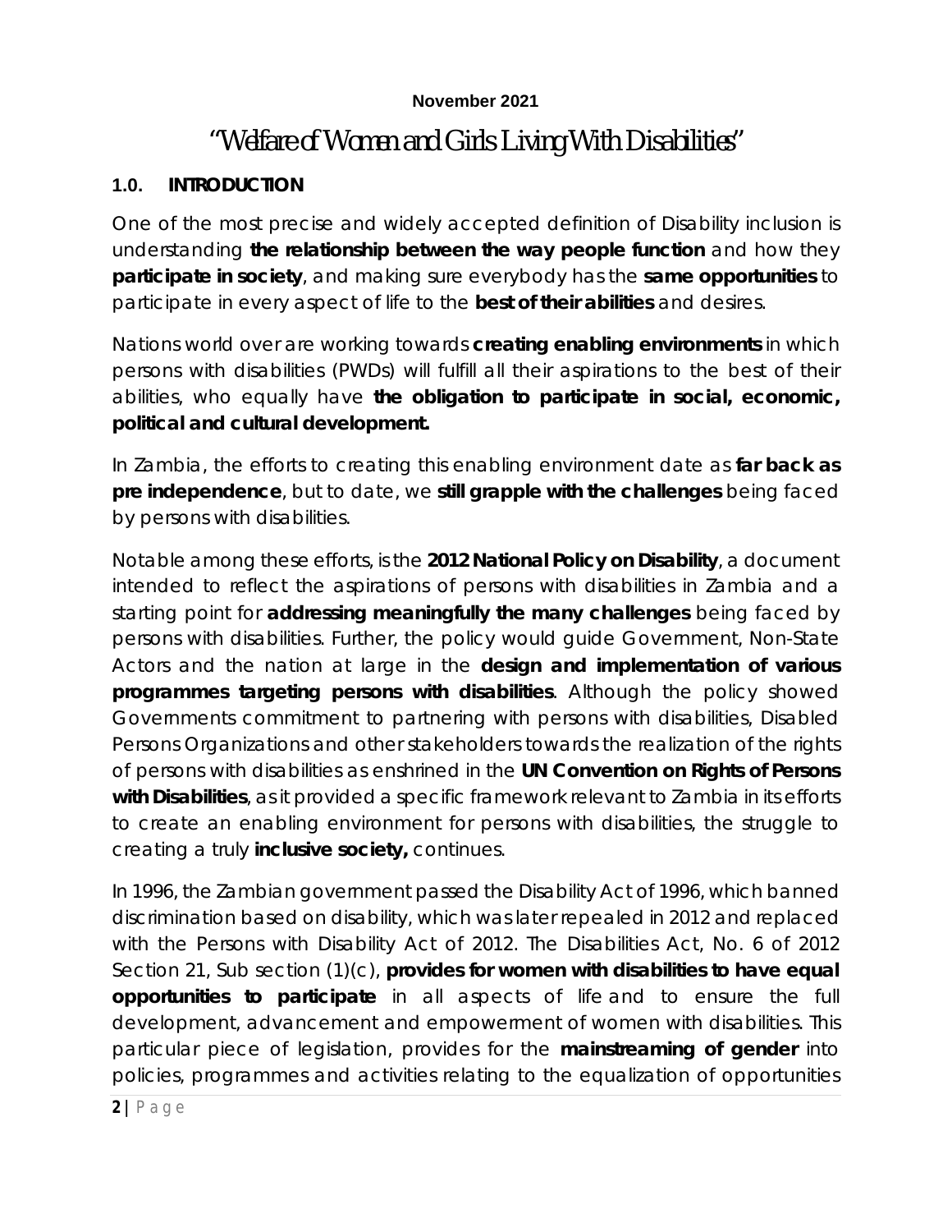**November 2021**

# "Welfare of Women and Girls Living With Disabilities"

## 1.0. INTRODUCTION

One of the most precise and widely accepted definition of Disability inclusion is understanding **the relationship between the way people function** and how they **participate in society**, and making sure everybody has the **same opportunities** to participate in every aspect of life to the **best of their abilities** and desires.

Nations world over are working towards **creating enabling environments** in which persons with disabilities (PWDs) will fulfill all their aspirations to the best of their abilities, who equally have **the obligation to participate in social, economic, political and cultural development.**

In Zambia, the efforts to creating this enabling environment date as **far back as pre independence**, but to date, we **still grapple with the challenges** being faced by persons with disabilities.

Notable among these efforts, is the **2012 National Policy on Disability**, a document intended to reflect the aspirations of persons with disabilities in Zambia and a starting point for **addressing meaningfully the many challenges** being faced by persons with disabilities. Further, the policy would guide Government, Non-State Actors and the nation at large in the **design and implementation of various programmes targeting persons with disabilities**. Although the policy showed Governments commitment to partnering with persons with disabilities, Disabled Persons Organizations and other stakeholders towards the realization of the rights of persons with disabilities as enshrined in the **UN Convention on Rights of Persons with Disabilities**, as it provided a specific framework relevant to Zambia in its efforts to create an enabling environment for persons with disabilities, the struggle to creating a truly **inclusive society,** continues.

In 1996, the Zambian government passed the Disability Act of 1996, which banned discrimination based on disability, which was later repealed in 2012 and replaced with the Persons with Disability Act of 2012. The Disabilities Act, No. 6 of 2012 Section 21, Sub section (1)(c), **provides for women with disabilities to have equal opportunities to participate** in all aspects of life and to ensure the full development, advancement and empowerment of women with disabilities. This particular piece of legislation, provides for the **mainstreaming of gender** into policies, programmes and activities relating to the equalization of opportunities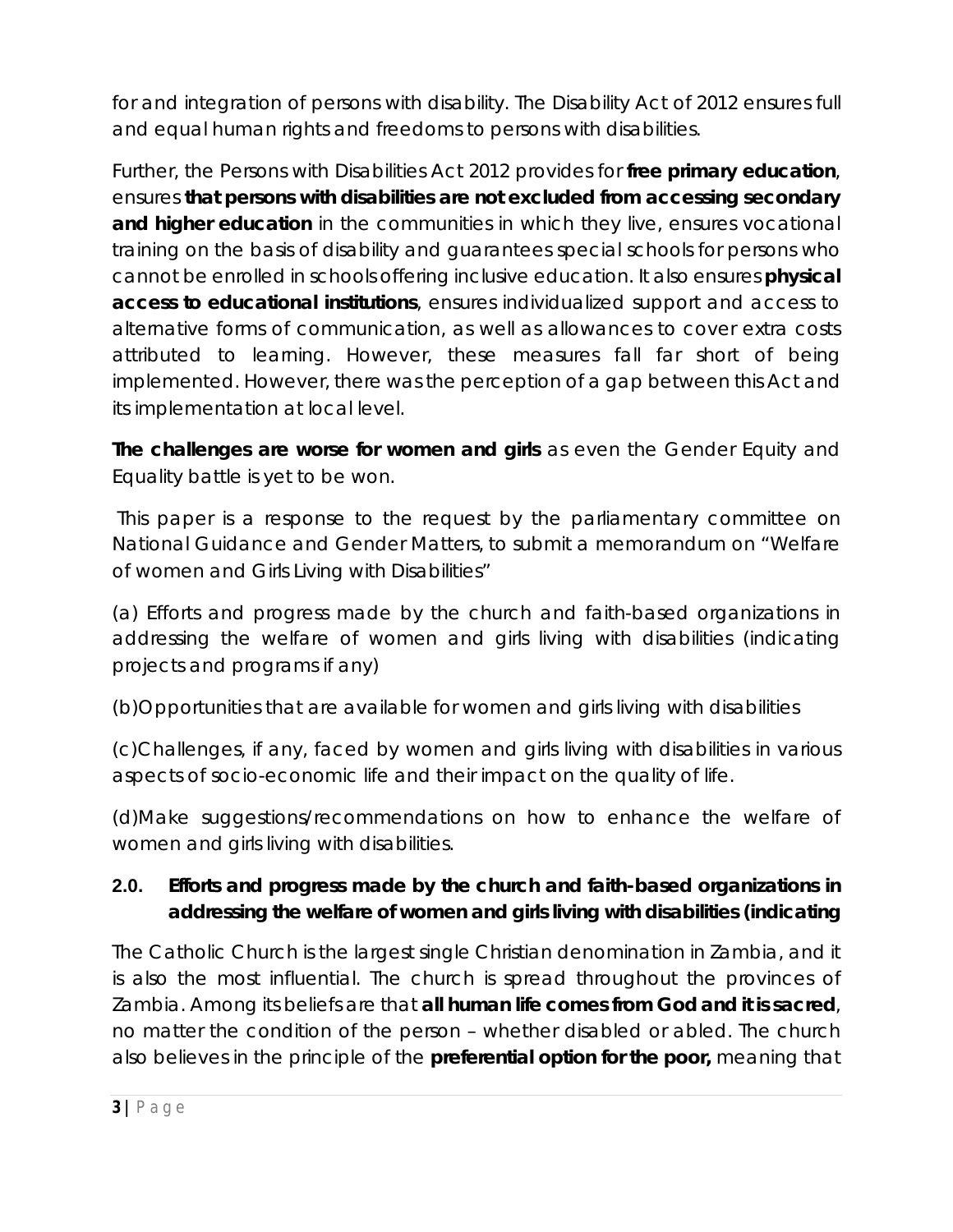for and integration of persons with disability. The Disability Act of 2012 ensures full and equal human rights and freedoms to persons with disabilities.

Further, the Persons with Disabilities Act 2012 provides for **free primary education**, ensures **that persons with disabilities are not excluded from accessing secondary and higher education** in the communities in which they live, ensures vocational training on the basis of disability and guarantees special schools for persons who cannot be enrolled in schools offering inclusive education. It also ensures **physical access to educational institutions**, ensures individualized support and access to alternative forms of communication, as well as allowances to cover extra costs attributed to learning. However, these measures fall far short of being implemented. However, there was the perception of a gap between this Act and its implementation at local level.

**The challenges are worse for women and girls** as even the Gender Equity and Equality battle is yet to be won.

This paper is a response to the request by the parliamentary committee on National Guidance and Gender Matters, to submit a memorandum on "Welfare of women and Girls Living with Disabilities"

(a) Efforts and progress made by the church and faith-based organizations in addressing the welfare of women and girls living with disabilities (indicating projects and programs if any)

(b)Opportunities that are available for women and girls living with disabilities

(c)Challenges, if any, faced by women and girls living with disabilities in various aspects of socio-economic life and their impact on the quality of life.

(d)Make suggestions/recommendations on how to enhance the welfare of women and girls living with disabilities.

## 2.0. Efforts and progress made by the church and faith-based organizations in addressing the welfare of women and girls living with disabilities (indicating

The Catholic Church is the largest single Christian denomination in Zambia, and it is also the most influential. The church is spread throughout the provinces of Zambia. Among its beliefs are that **all human life comes from God and it is sacred**, no matter the condition of the person – whether disabled or abled. The church also believes in the principle of the **preferential option for the poor,** meaning that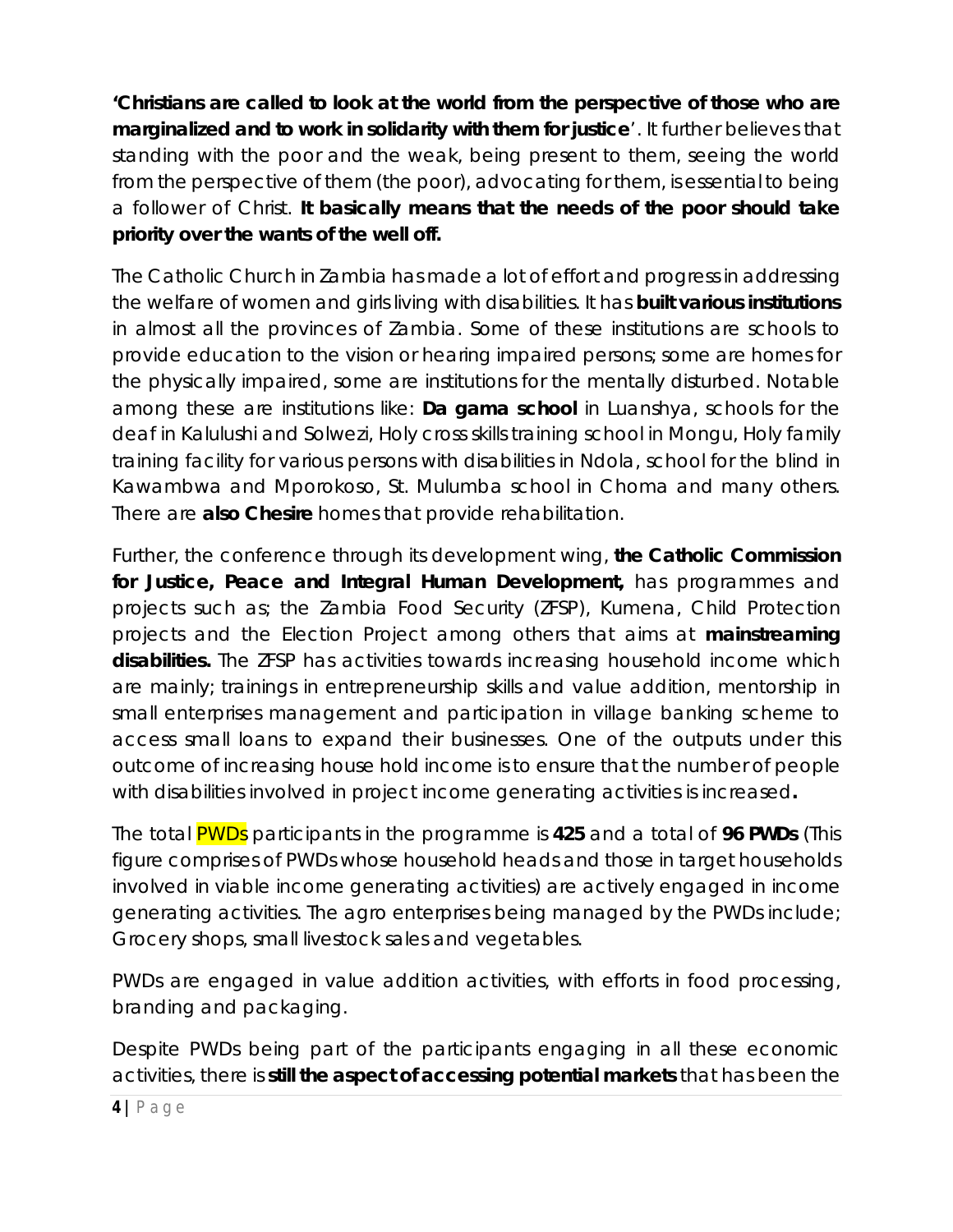**'Christians are called to look at the world from the perspective of those who are marginalized and to work in solidarity with them for justice**'. It further believes that standing with the poor and the weak, being present to them, seeing the world from the perspective of them (the poor), advocating for them, is essential to being a follower of Christ. **It basically means that the needs of the poor should take priority over the wants of the well off.**

The Catholic Church in Zambia has made a lot of effort and progress in addressing the welfare of women and girls living with disabilities. It has **built various institutions** in almost all the provinces of Zambia. Some of these institutions are schools to provide education to the vision or hearing impaired persons; some are homes for the physically impaired, some are institutions for the mentally disturbed. Notable among these are institutions like: **Da gama school** in Luanshya, schools for the deaf in Kalulushi and Solwezi, Holy cross skills training school in Mongu, Holy family training facility for various persons with disabilities in Ndola, school for the blind in Kawambwa and Mporokoso, St. Mulumba school in Choma and many others. There are **also Chesire** homes that provide rehabilitation.

Further, the conference through its development wing, **the Catholic Commission for Justice, Peace and Integral Human Development,** has programmes and projects such as; the Zambia Food Security (ZFSP), Kumena, Child Protection projects and the Election Project among others that aims at **mainstreaming disabilities.** The ZFSP has activities towards increasing household income which are mainly; trainings in entrepreneurship skills and value addition, mentorship in small enterprises management and participation in village banking scheme to access small loans to expand their businesses. One of the outputs under this outcome of increasing house hold income is to ensure that the number of people with disabilities involved in project income generating activities is increased**.**

The total PWDs participants in the programme is **425** and a total of **96 PWDs** (This figure comprises of PWDs whose household heads and those in target households involved in viable income generating activities) are actively engaged in income generating activities. The agro enterprises being managed by the PWDs include; Grocery shops, small livestock sales and vegetables.

PWDs are engaged in value addition activities, with efforts in food processing, branding and packaging.

Despite PWDs being part of the participants engaging in all these economic activities, there is **still the aspect of accessing potential markets** that has been the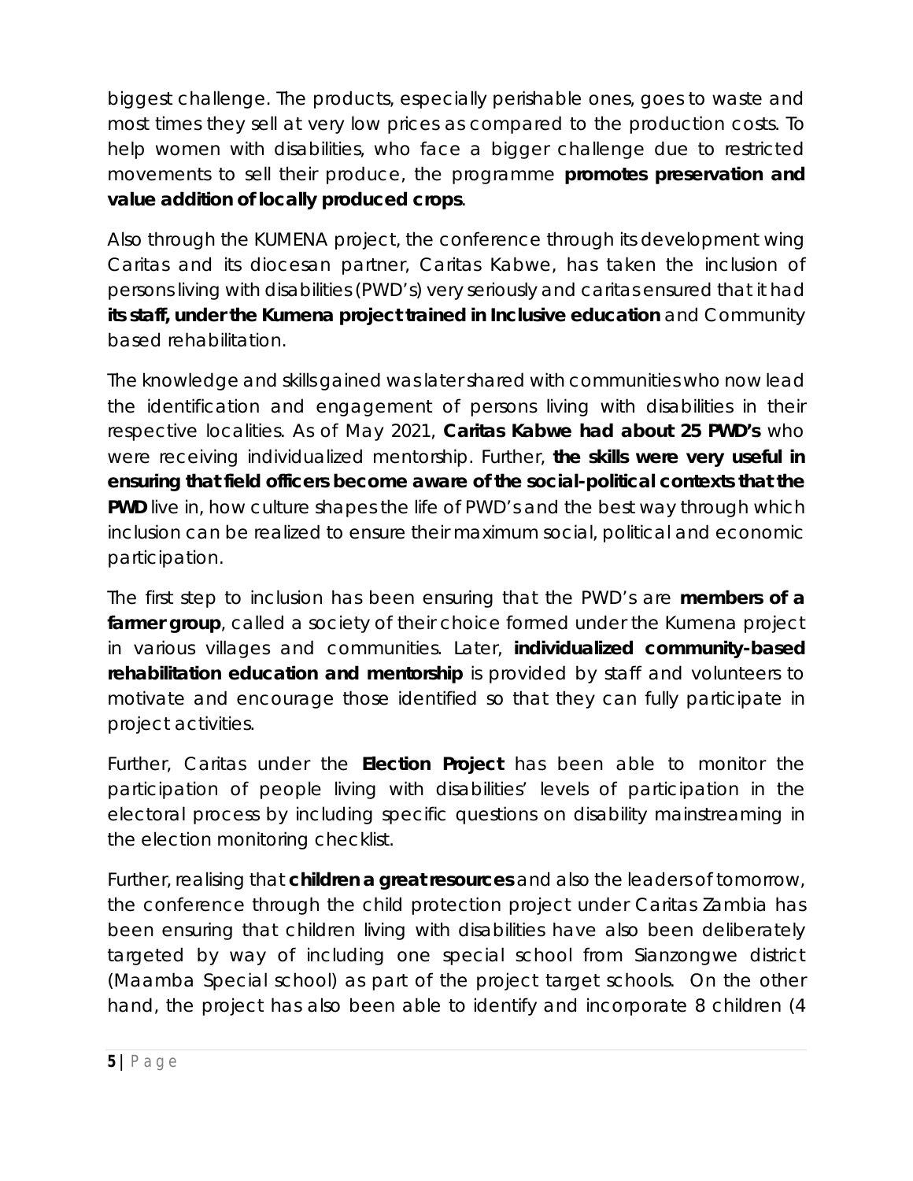biggest challenge. The products, especially perishable ones, goes to waste and most times they sell at very low prices as compared to the production costs. To help women with disabilities, who face a bigger challenge due to restricted movements to sell their produce, the programme **promotes preservation and value addition of locally produced crops**.

Also through the KUMENA project, the conference through its development wing Caritas and its diocesan partner, Caritas Kabwe, has taken the inclusion of persons living with disabilities (PWD's) very seriously and caritas ensured that it had **its staff, under the Kumena project trained in Inclusive education** and Community based rehabilitation.

The knowledge and skills gained was later shared with communities who now lead the identification and engagement of persons living with disabilities in their respective localities. As of May 2021, **Caritas Kabwe had about 25 PWD's** who were receiving individualized mentorship. Further, **the skills were very useful in ensuring that field officers become aware of the social-political contexts that the PWD** live in, how culture shapes the life of PWD's and the best way through which inclusion can be realized to ensure their maximum social, political and economic participation.

The first step to inclusion has been ensuring that the PWD's are **members of a farmer group**, called a society of their choice formed under the Kumena project in various villages and communities. Later, **individualized community-based rehabilitation education and mentorship** is provided by staff and volunteers to motivate and encourage those identified so that they can fully participate in project activities.

Further, Caritas under the **Election Project** has been able to monitor the participation of people living with disabilities' levels of participation in the electoral process by including specific questions on disability mainstreaming in the election monitoring checklist.

Further, realising that **children a great resources** and also the leaders of tomorrow, the conference through the child protection project under Caritas Zambia has been ensuring that children living with disabilities have also been deliberately targeted by way of including one special school from Sianzongwe district (Maamba Special school) as part of the project target schools. On the other hand, the project has also been able to identify and incorporate 8 children (4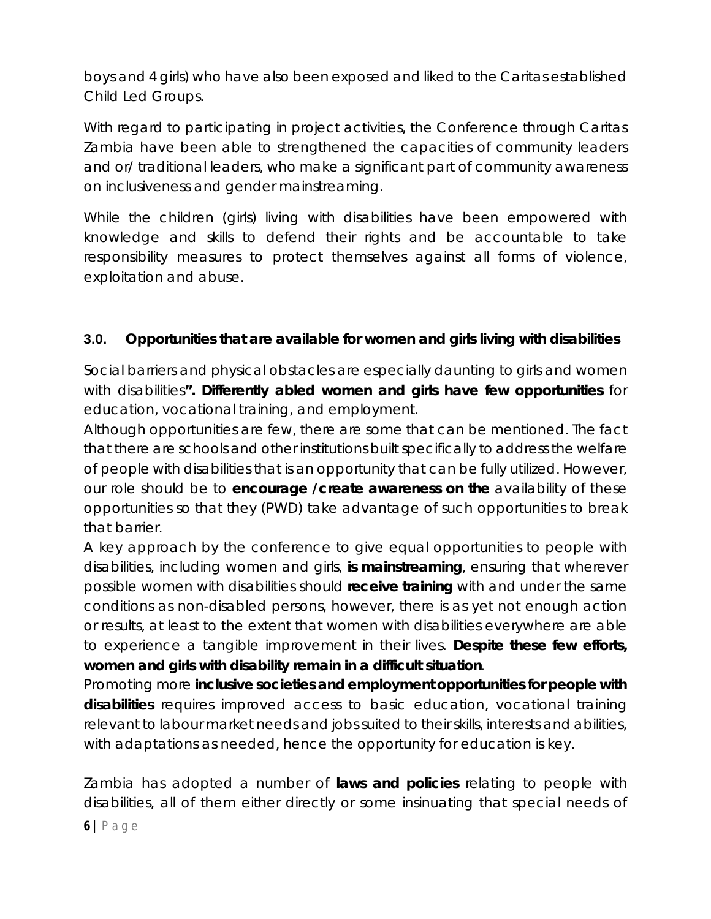boys and 4 girls) who have also been exposed and liked to the Caritas established Child Led Groups.

With regard to participating in project activities, the Conference through Caritas Zambia have been able to strengthened the capacities of community leaders and or/ traditional leaders, who make a significant part of community awareness on inclusiveness and gender mainstreaming.

While the children (girls) living with disabilities have been empowered with knowledge and skills to defend their rights and be accountable to take responsibility measures to protect themselves against all forms of violence, exploitation and abuse.

### 3.0. Opportunities that are available for women and girls living with disabilities

Social barriers and physical obstacles are especially daunting to girls and women with disabilities**". Differently abled women and girls have few opportunities** for education, vocational training, and employment.

Although opportunities are few, there are some that can be mentioned. The fact that there are schools and other institutions built specifically to address the welfare of people with disabilities that is an opportunity that can be fully utilized. However, our role should be to **encourage /create awareness on the** availability of these opportunities so that they (PWD) take advantage of such opportunities to break that barrier.

A key approach by the conference to give equal opportunities to people with disabilities, including women and girls, **is mainstreaming**, ensuring that wherever possible women with disabilities should **receive training** with and under the same conditions as non-disabled persons, however, there is as yet not enough action or results, at least to the extent that women with disabilities everywhere are able to experience a tangible improvement in their lives. **Despite these few efforts, women and girls with disability remain in a difficult situation**.

Promoting more **inclusive societies and employment opportunities for people with disabilities** requires improved access to basic education, vocational training relevant to labour market needs and jobs suited to their skills, interests and abilities, with adaptations as needed, hence the opportunity for education is key.

Zambia has adopted a number of **laws and policies** relating to people with disabilities, all of them either directly or some insinuating that special needs of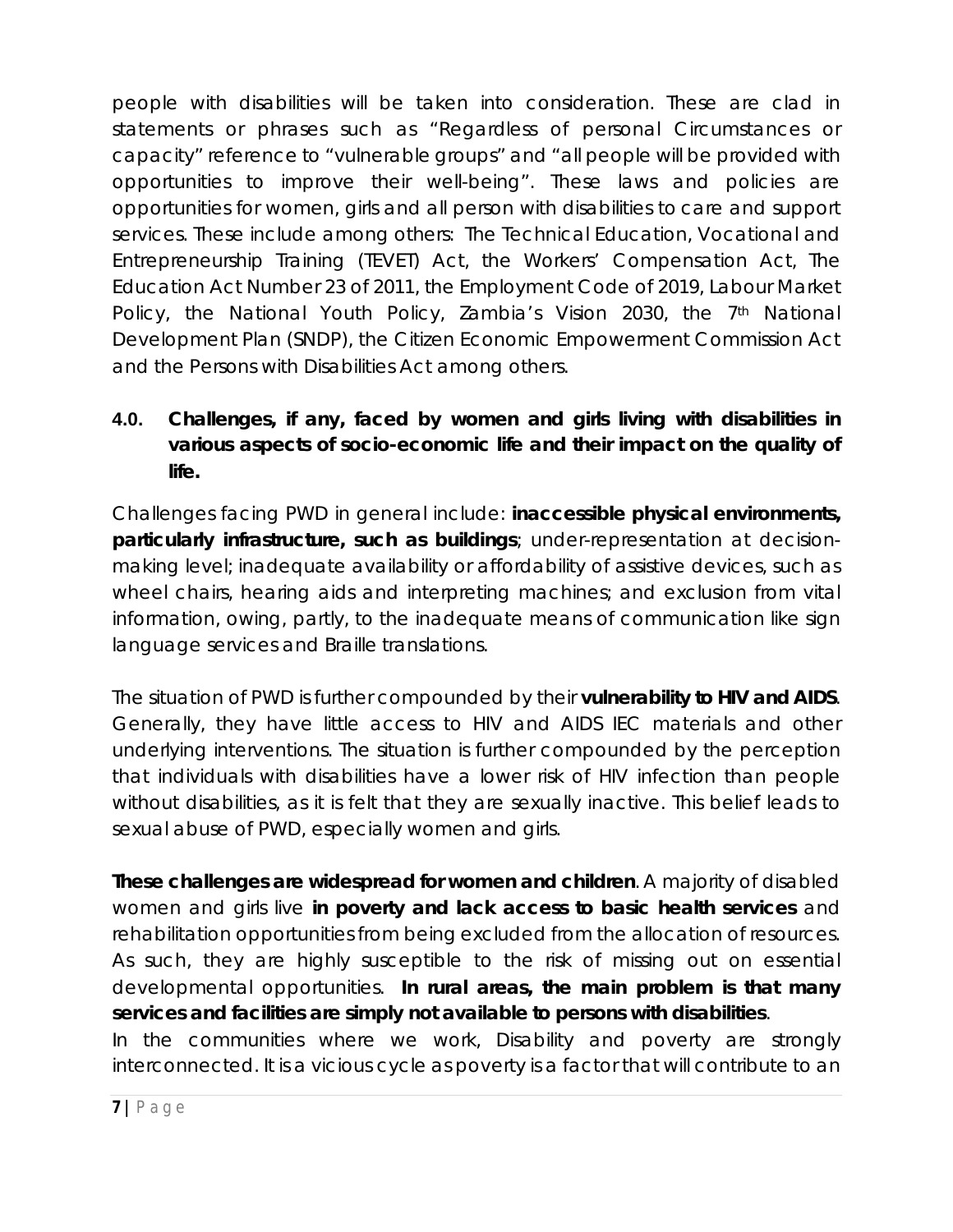people with disabilities will be taken into consideration. These are clad in statements or phrases such as "Regardless of personal Circumstances or capacity" reference to "vulnerable groups" and "all people will be provided with opportunities to improve their well-being". These laws and policies are opportunities for women, girls and all person with disabilities to care and support services. These include among others: The Technical Education, Vocational and Entrepreneurship Training (TEVET) Act, the Workers' Compensation Act, The Education Act Number 23 of 2011, the Employment Code of 2019, Labour Market Policy, the National Youth Policy, Zambia's Vision 2030, the 7th National Development Plan (SNDP), the Citizen Economic Empowerment Commission Act and the Persons with Disabilities Act among others.

## 4.0. Challenges, if any, faced by women and girls living with disabilities in various aspects of socio-economic life and their impact on the quality of life.

Challenges facing PWD in general include: **inaccessible physical environments, particularly infrastructure, such as buildings**; under-representation at decision-making level; inadequate availability or affordability of assistive devices, such as wheel chairs, hearing aids and interpreting machines; and exclusion from vital information, owing, partly, to the inadequate means of communication like sign language services and Braille translations.

The situation of PWD is further compounded by their **vulnerability to HIV and AIDS**. Generally, they have little access to HIV and AIDS IEC materials and other underlying interventions. The situation is further compounded by the perception that individuals with disabilities have a lower risk of HIV infection than people without disabilities, as it is felt that they are sexually inactive. This belief leads to sexual abuse of PWD, especially women and girls.

**These challenges are widespread for women and children**. A majority of disabled women and girls live **in poverty and lack access to basic health services** and rehabilitation opportunities from being excluded from the allocation of resources. As such, they are highly susceptible to the risk of missing out on essential developmental opportunities. **In rural areas, the main problem is that many services and facilities are simply not available to persons with disabilities**.

In the communities where we work, Disability and poverty are strongly interconnected. It is a vicious cycle as poverty is a factor that will contribute to an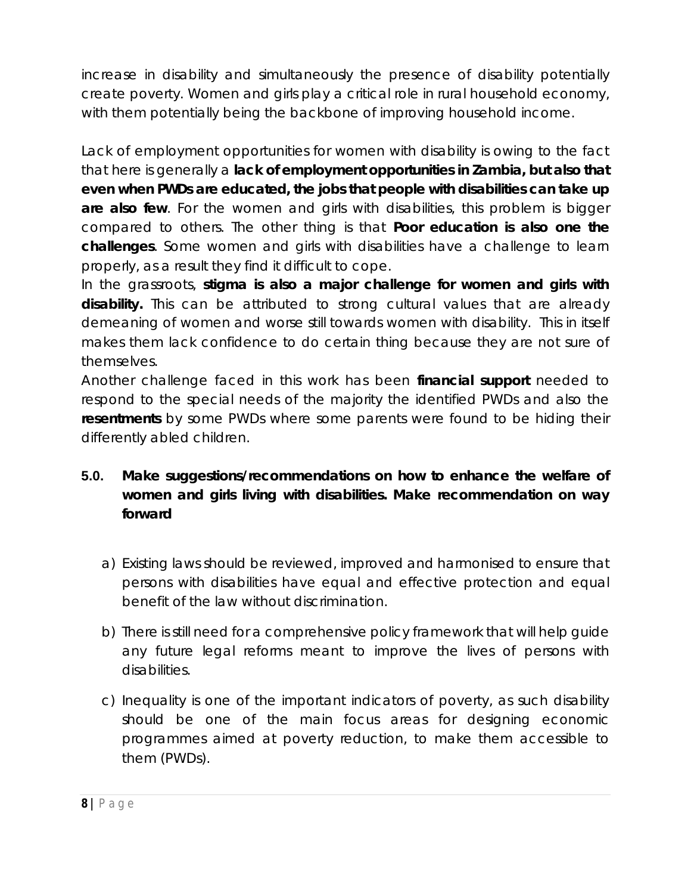increase in disability and simultaneously the presence of disability potentially create poverty. Women and girls play a critical role in rural household economy, with them potentially being the backbone of improving household income.

Lack of employment opportunities for women with disability is owing to the fact that here is generally a **lack of employment opportunities in Zambia, but also that even when PWDs are educated, the jobs that people with disabilities can take up are also few**. For the women and girls with disabilities, this problem is bigger compared to others. The other thing is that **Poor education is also one the challenges**. Some women and girls with disabilities have a challenge to learn properly, as a result they find it difficult to cope.

In the grassroots, **stigma is also a major challenge for women and girls with disability.** This can be attributed to strong cultural values that are already demeaning of women and worse still towards women with disability. This in itself makes them lack confidence to do certain thing because they are not sure of themselves.

Another challenge faced in this work has been **financial support** needed to respond to the special needs of the majority the identified PWDs and also the **resentments** by some PWDs where some parents were found to be hiding their differently abled children.

## 5.0. Make suggestions/recommendations on how to enhance the welfare of women and girls living with disabilities. Make recommendation on way forward

a) Existing laws should be reviewed, improved and harmonised to ensure that persons with disabilities have equal and effective protection and equal benefit of the law without discrimination.

b) There is still need for a comprehensive policy framework that will help guide any future legal reforms meant to improve the lives of persons with disabilities.

c) Inequality is one of the important indicators of poverty, as such disability should be one of the main focus areas for designing economic programmes aimed at poverty reduction, to make them accessible to them (PWDs).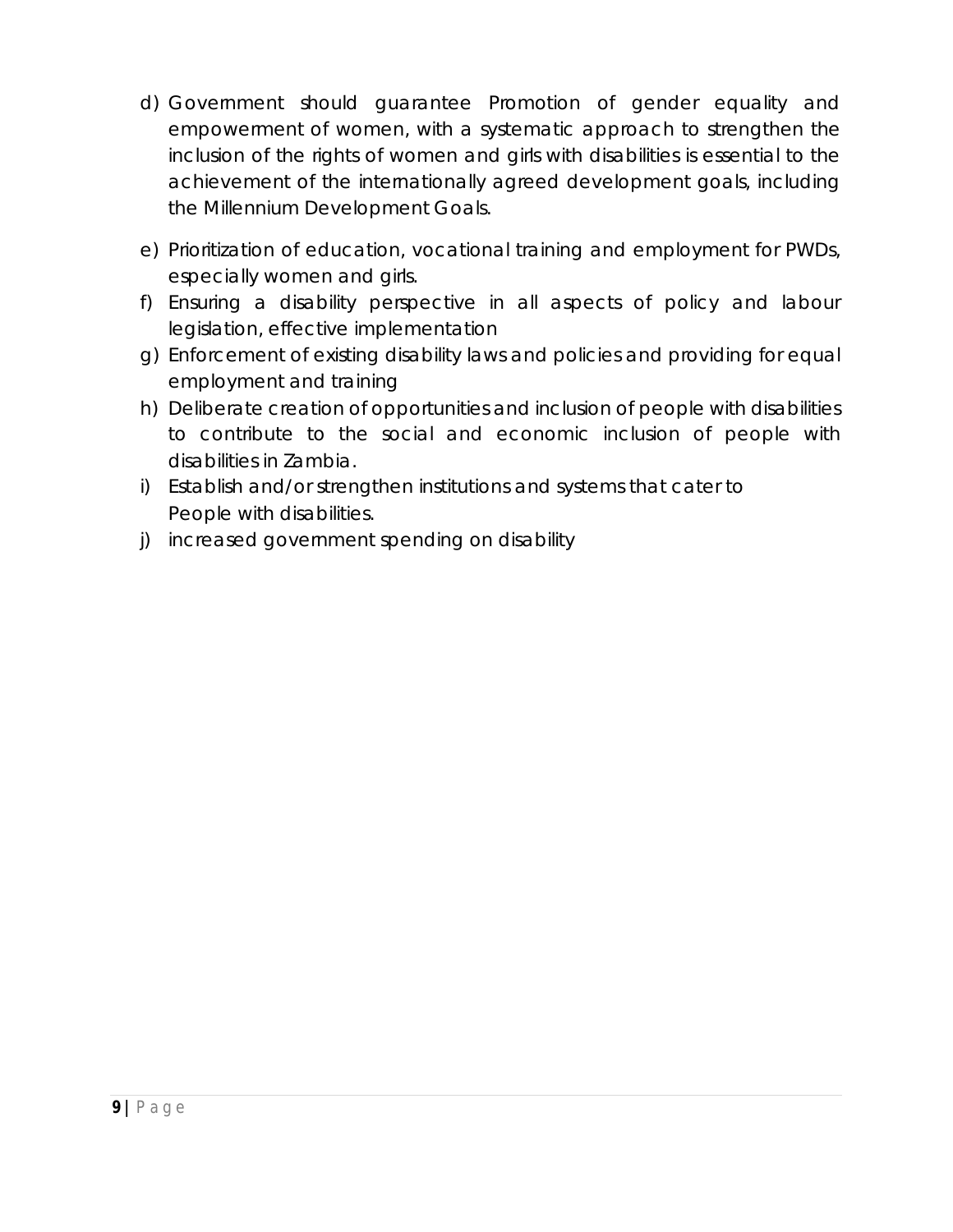d) Government should guarantee Promotion of gender equality and empowerment of women, with a systematic approach to strengthen the inclusion of the rights of women and girls with disabilities is essential to the achievement of the internationally agreed development goals, including the Millennium Development Goals.

e) Prioritization of education, vocational training and employment for PWDs, especially women and girls.

f) Ensuring a disability perspective in all aspects of policy and labour legislation, effective implementation

g) Enforcement of existing disability laws and policies and providing for equal employment and training

h) Deliberate creation of opportunities and inclusion of people with disabilities to contribute to the social and economic inclusion of people with disabilities in Zambia.

i) Establish and/or strengthen institutions and systems that cater to People with disabilities.

j) increased government spending on disability